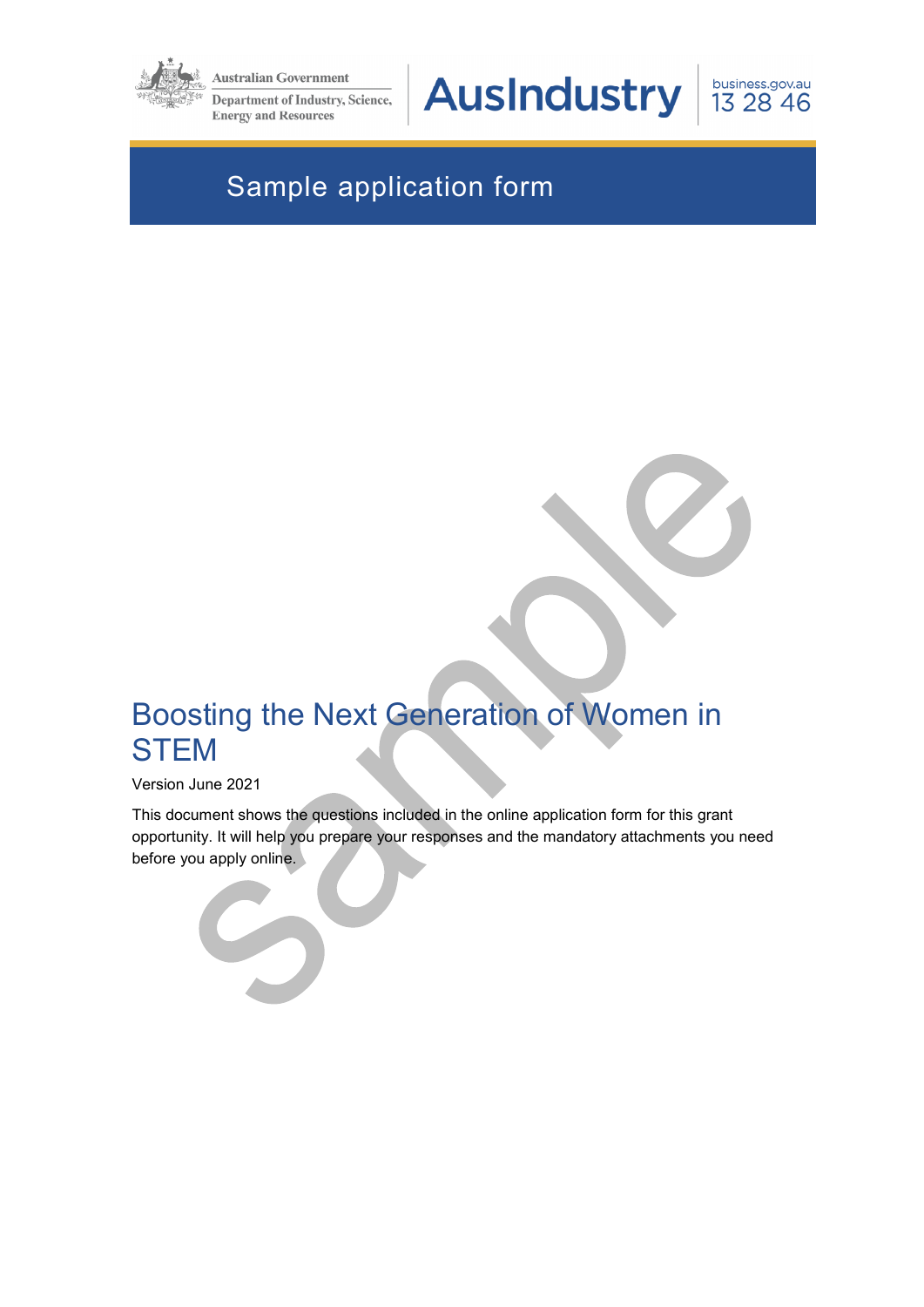Australian Government

Department of Industry, Science, Energy and Resources

AusIndustry

business.gov.au 13 28 46

# Sample application form

# Boosting the Next Generation of Women in STEM

Version June 2021

This document shows the questions included in the online application form for this grant opportunity. It will help you prepare your responses and the mandatory attachments you need before you apply online.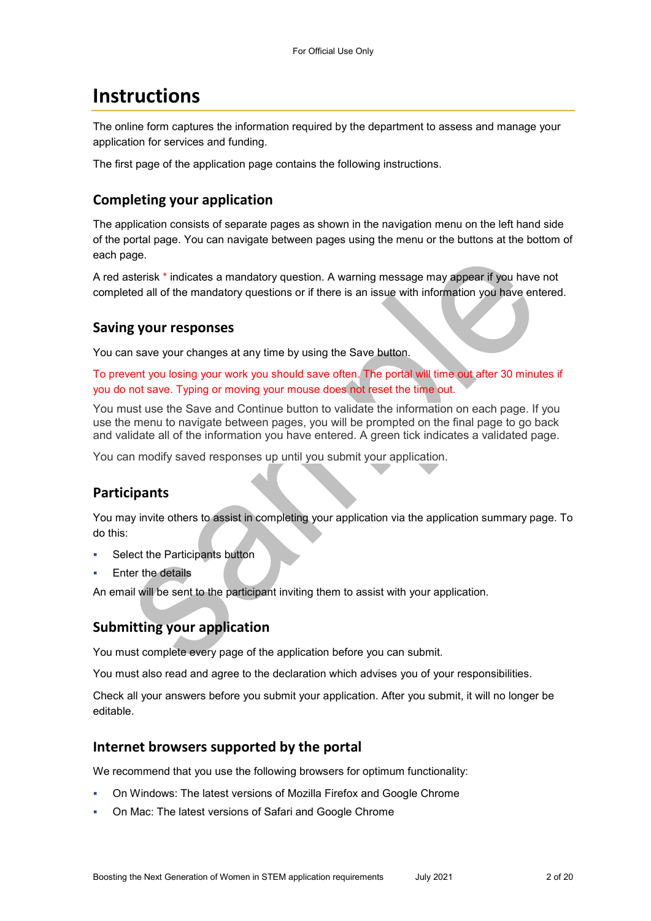# Instructions

The online form captures the information required by the department to assess and manage your application for services and funding.

The first page of the application page contains the following instructions.

## Completing your application

The application consists of separate pages as shown in the navigation menu on the left hand side of the portal page. You can navigate between pages using the menu or the buttons at the bottom of each page.

A red asterisk * indicates a mandatory question. A warning message may appear if you have not completed all of the mandatory questions or if there is an issue with information you have entered.

## Saving your responses

You can save your changes at any time by using the Save button.

To prevent you losing your work you should save often. The portal will time out after 30 minutes if you do not save. Typing or moving your mouse does not reset the time out.

You must use the Save and Continue button to validate the information on each page. If you use the menu to navigate between pages, you will be prompted on the final page to go back and validate all of the information you have entered. A green tick indicates a validated page.

You can modify saved responses up until you submit your application.

## Participants

You may invite others to assist in completing your application via the application summary page. To do this:

- Select the Participants button
- Enter the details

An email will be sent to the participant inviting them to assist with your application.

## Submitting your application

You must complete every page of the application before you can submit.

You must also read and agree to the declaration which advises you of your responsibilities.

Check all your answers before you submit your application. After you submit, it will no longer be editable.

## Internet browsers supported by the portal

We recommend that you use the following browsers for optimum functionality:

- On Windows: The latest versions of Mozilla Firefox and Google Chrome
- On Mac: The latest versions of Safari and Google Chrome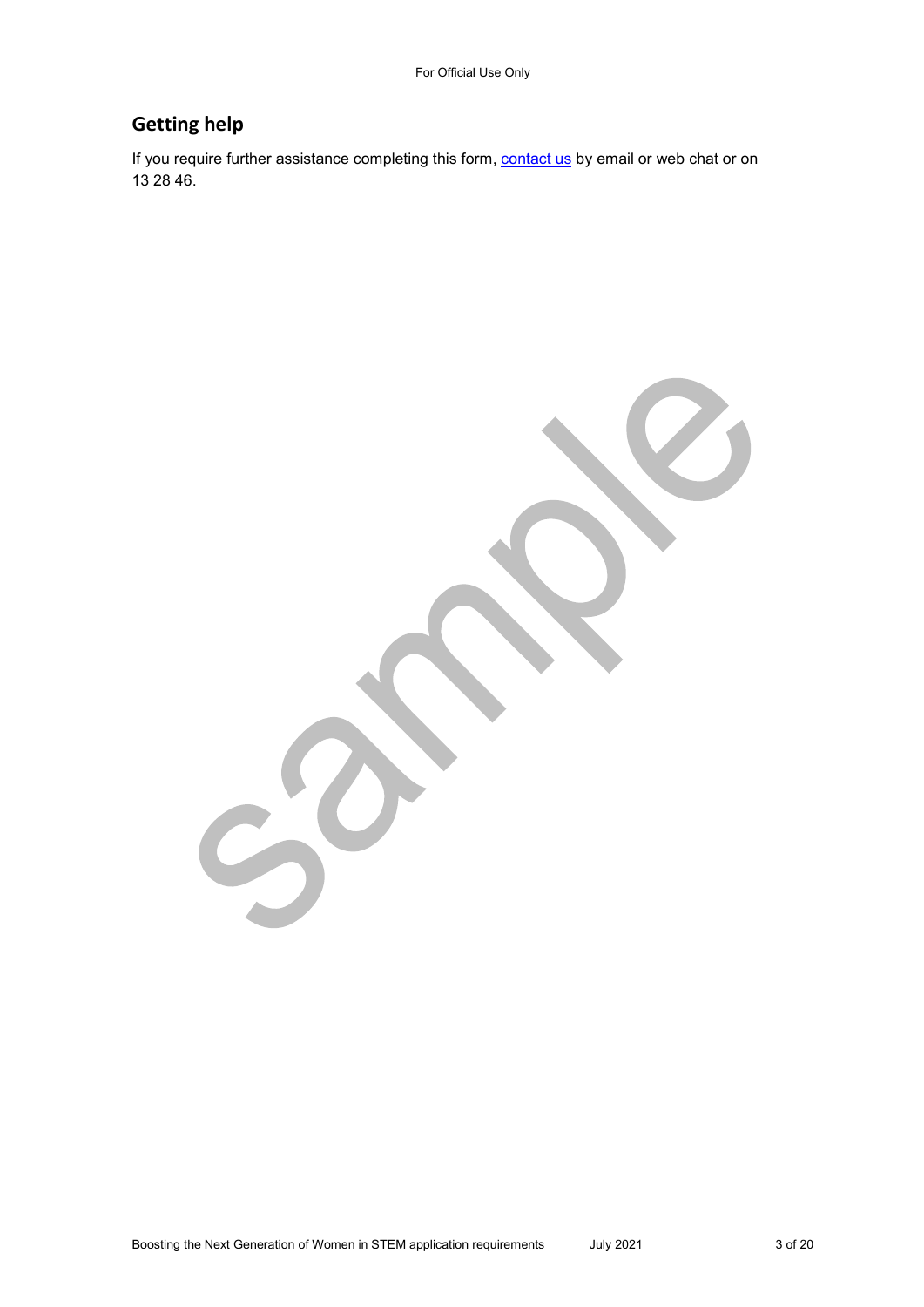## Getting help

If you require further assistance completing this form, [contact us](contact us) by email or web chat or on 13 28 46.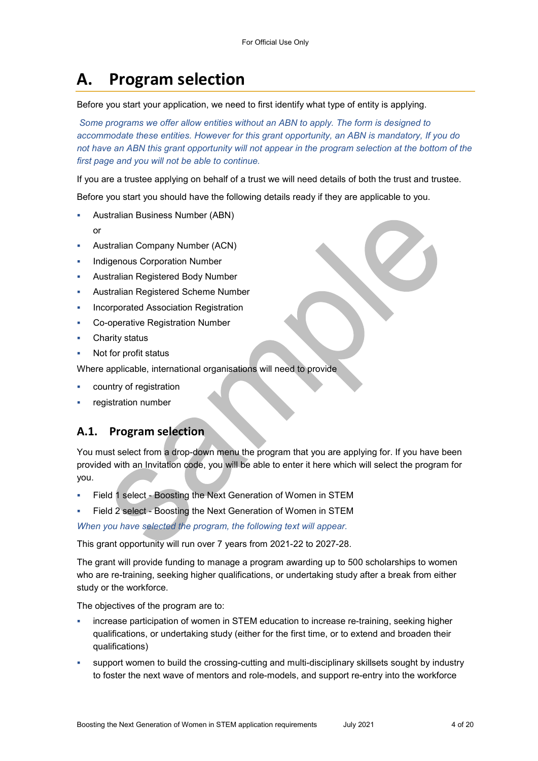# A. Program selection

Before you start your application, we need to first identify what type of entity is applying.

*Some programs we offer allow entities without an ABN to apply. The form is designed to accommodate these entities. However for this grant opportunity, an ABN is mandatory, If you do not have an ABN this grant opportunity will not appear in the program selection at the bottom of the first page and you will not be able to continue.*

If you are a trustee applying on behalf of a trust we will need details of both the trust and trustee.

Before you start you should have the following details ready if they are applicable to you.

- Australian Business Number (ABN)
  or
- Australian Company Number (ACN)
- Indigenous Corporation Number
- Australian Registered Body Number
- Australian Registered Scheme Number
- Incorporated Association Registration
- Co-operative Registration Number
- Charity status
- Not for profit status

Where applicable, international organisations will need to provide

- country of registration
- registration number

## A.1. Program selection

You must select from a drop-down menu the program that you are applying for. If you have been provided with an Invitation code, you will be able to enter it here which will select the program for you.

- Field 1 select - Boosting the Next Generation of Women in STEM
- Field 2 select - Boosting the Next Generation of Women in STEM

*When you have selected the program, the following text will appear.*

This grant opportunity will run over 7 years from 2021-22 to 2027-28.

The grant will provide funding to manage a program awarding up to 500 scholarships to women who are re-training, seeking higher qualifications, or undertaking study after a break from either study or the workforce.

The objectives of the program are to:

- increase participation of women in STEM education to increase re-training, seeking higher qualifications, or undertaking study (either for the first time, or to extend and broaden their qualifications)
- support women to build the crossing-cutting and multi-disciplinary skillsets sought by industry to foster the next wave of mentors and role-models, and support re-entry into the workforce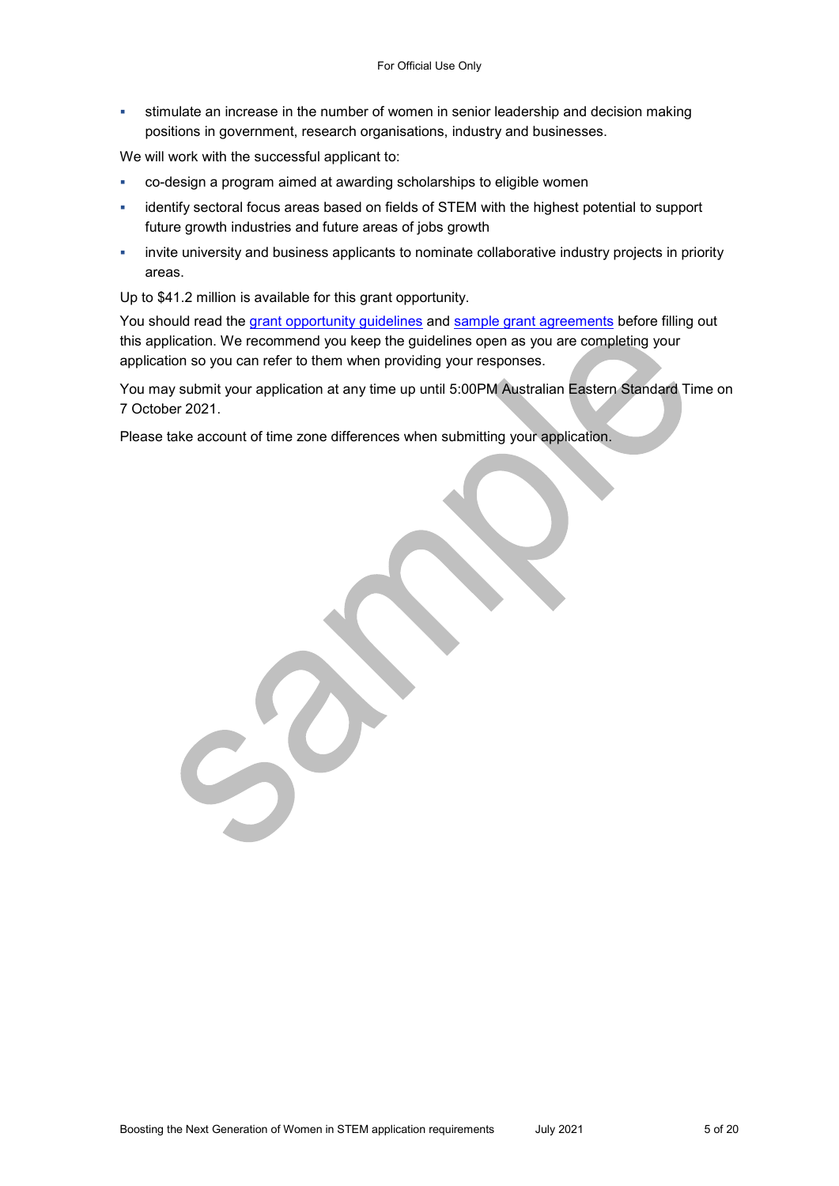- stimulate an increase in the number of women in senior leadership and decision making positions in government, research organisations, industry and businesses.

We will work with the successful applicant to:

- co-design a program aimed at awarding scholarships to eligible women
- identify sectoral focus areas based on fields of STEM with the highest potential to support future growth industries and future areas of jobs growth
- invite university and business applicants to nominate collaborative industry projects in priority areas.

Up to $41.2 million is available for this grant opportunity.

You should read the grant opportunity guidelines and sample grant agreements before filling out this application. We recommend you keep the guidelines open as you are completing your application so you can refer to them when providing your responses.

You may submit your application at any time up until 5:00PM Australian Eastern Standard Time on 7 October 2021.

Please take account of time zone differences when submitting your application.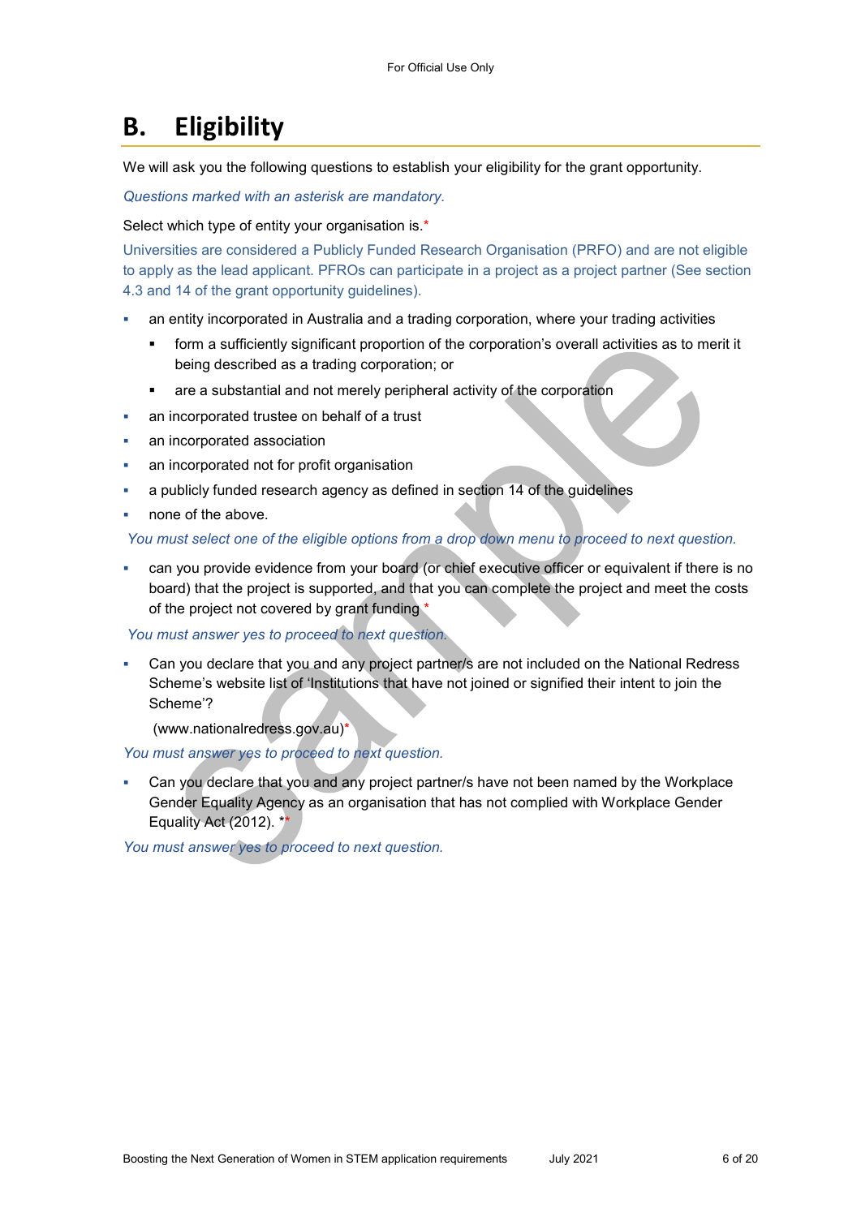# B. Eligibility

We will ask you the following questions to establish your eligibility for the grant opportunity.

*Questions marked with an asterisk are mandatory.*

Select which type of entity your organisation is.*

Universities are considered a Publicly Funded Research Organisation (PRFO) and are not eligible to apply as the lead applicant. PFROs can participate in a project as a project partner (See section 4.3 and 14 of the grant opportunity guidelines).

- an entity incorporated in Australia and a trading corporation, where your trading activities
  - form a sufficiently significant proportion of the corporation's overall activities as to merit it being described as a trading corporation; or
  - are a substantial and not merely peripheral activity of the corporation
- an incorporated trustee on behalf of a trust
- an incorporated association
- an incorporated not for profit organisation
- a publicly funded research agency as defined in section 14 of the guidelines
- none of the above.

*You must select one of the eligible options from a drop down menu to proceed to next question.*

- can you provide evidence from your board (or chief executive officer or equivalent if there is no board) that the project is supported, and that you can complete the project and meet the costs of the project not covered by grant funding *

*You must answer yes to proceed to next question.*

- Can you declare that you and any project partner/s are not included on the National Redress Scheme's website list of 'Institutions that have not joined or signified their intent to join the Scheme'?

  (www.nationalredress.gov.au)*

*You must answer yes to proceed to next question.*

- Can you declare that you and any project partner/s have not been named by the Workplace Gender Equality Agency as an organisation that has not complied with Workplace Gender Equality Act (2012). **

*You must answer yes to proceed to next question.*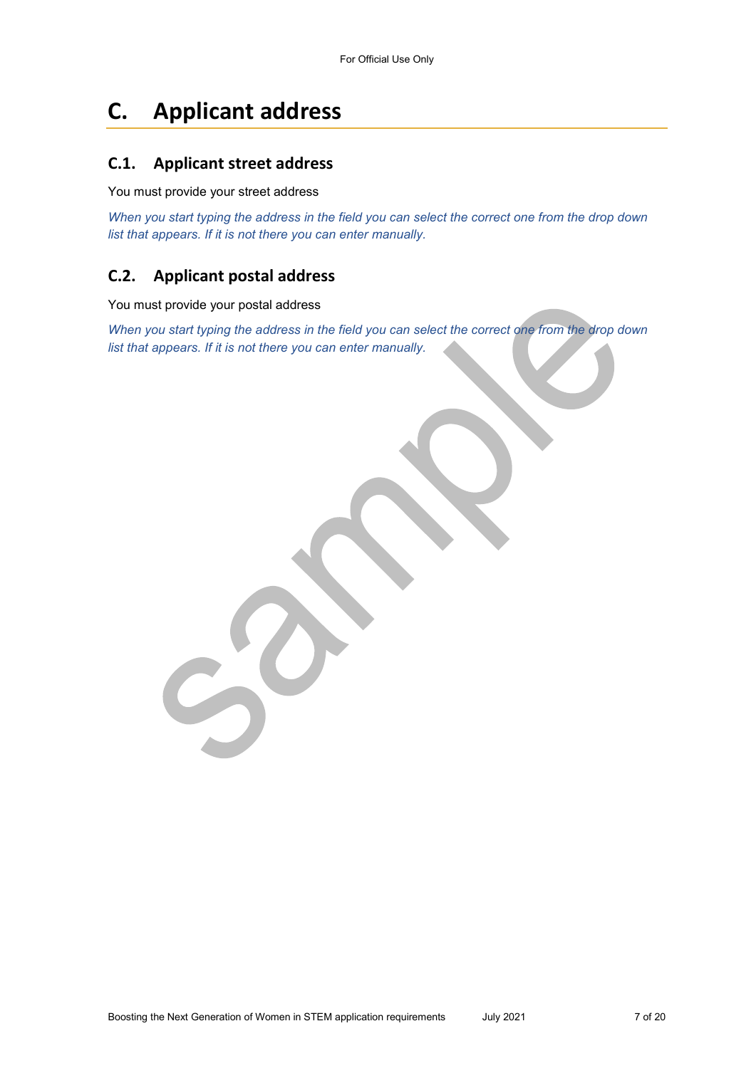# C. Applicant address

## C.1. Applicant street address

You must provide your street address

*When you start typing the address in the field you can select the correct one from the drop down list that appears. If it is not there you can enter manually.*

## C.2. Applicant postal address

You must provide your postal address

*When you start typing the address in the field you can select the correct one from the drop down list that appears. If it is not there you can enter manually.*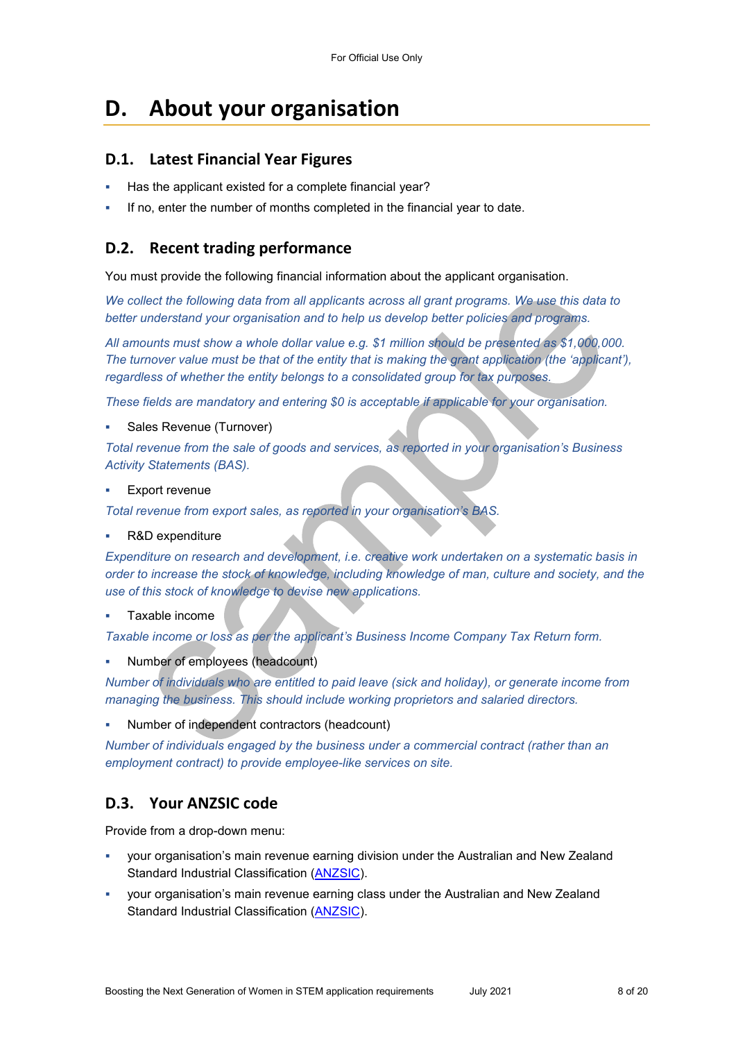# D. About your organisation

## D.1. Latest Financial Year Figures

- Has the applicant existed for a complete financial year?
- If no, enter the number of months completed in the financial year to date.

## D.2. Recent trading performance

You must provide the following financial information about the applicant organisation.

*We collect the following data from all applicants across all grant programs. We use this data to better understand your organisation and to help us develop better policies and programs.*

*All amounts must show a whole dollar value e.g. $1 million should be presented as $1,000,000. The turnover value must be that of the entity that is making the grant application (the 'applicant'), regardless of whether the entity belongs to a consolidated group for tax purposes.*

*These fields are mandatory and entering $0 is acceptable if applicable for your organisation.*

- Sales Revenue (Turnover)

*Total revenue from the sale of goods and services, as reported in your organisation's Business Activity Statements (BAS).*

- Export revenue

*Total revenue from export sales, as reported in your organisation's BAS.*

- R&D expenditure

*Expenditure on research and development, i.e. creative work undertaken on a systematic basis in order to increase the stock of knowledge, including knowledge of man, culture and society, and the use of this stock of knowledge to devise new applications.*

- Taxable income

*Taxable income or loss as per the applicant's Business Income Company Tax Return form.*

- Number of employees (headcount)

*Number of individuals who are entitled to paid leave (sick and holiday), or generate income from managing the business. This should include working proprietors and salaried directors.*

- Number of independent contractors (headcount)

*Number of individuals engaged by the business under a commercial contract (rather than an employment contract) to provide employee-like services on site.*

## D.3. Your ANZSIC code

Provide from a drop-down menu:

- your organisation's main revenue earning division under the Australian and New Zealand Standard Industrial Classification (ANZSIC).
- your organisation's main revenue earning class under the Australian and New Zealand Standard Industrial Classification (ANZSIC).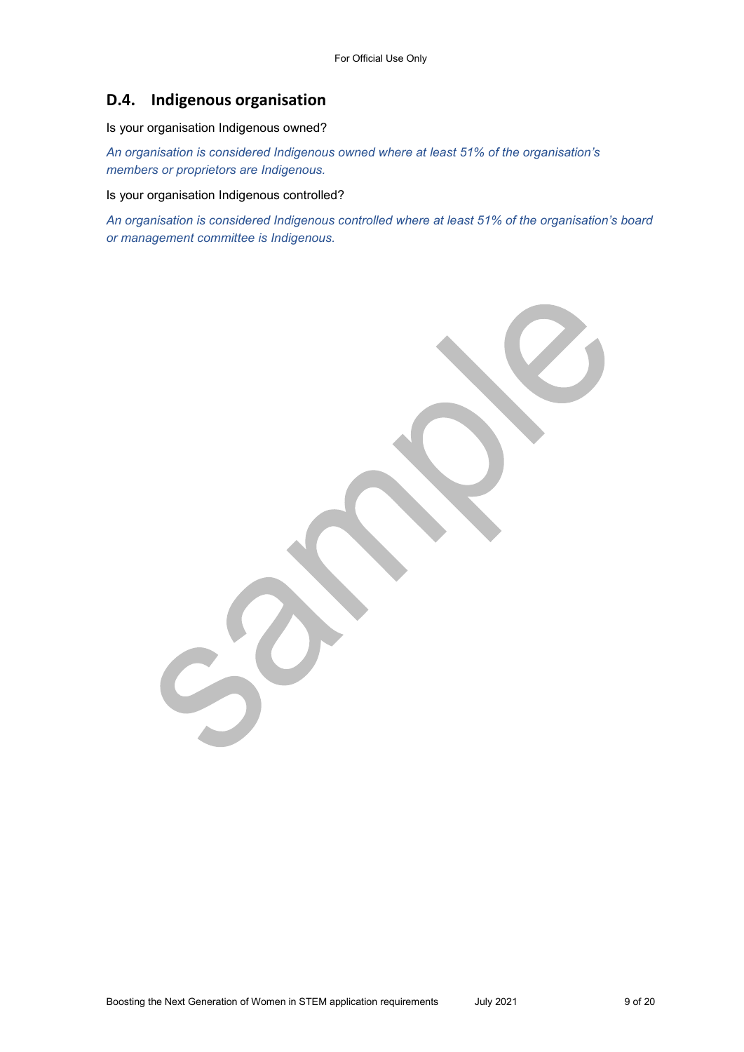## D.4. Indigenous organisation

Is your organisation Indigenous owned?

*An organisation is considered Indigenous owned where at least 51% of the organisation's members or proprietors are Indigenous.*

Is your organisation Indigenous controlled?

*An organisation is considered Indigenous controlled where at least 51% of the organisation's board or management committee is Indigenous.*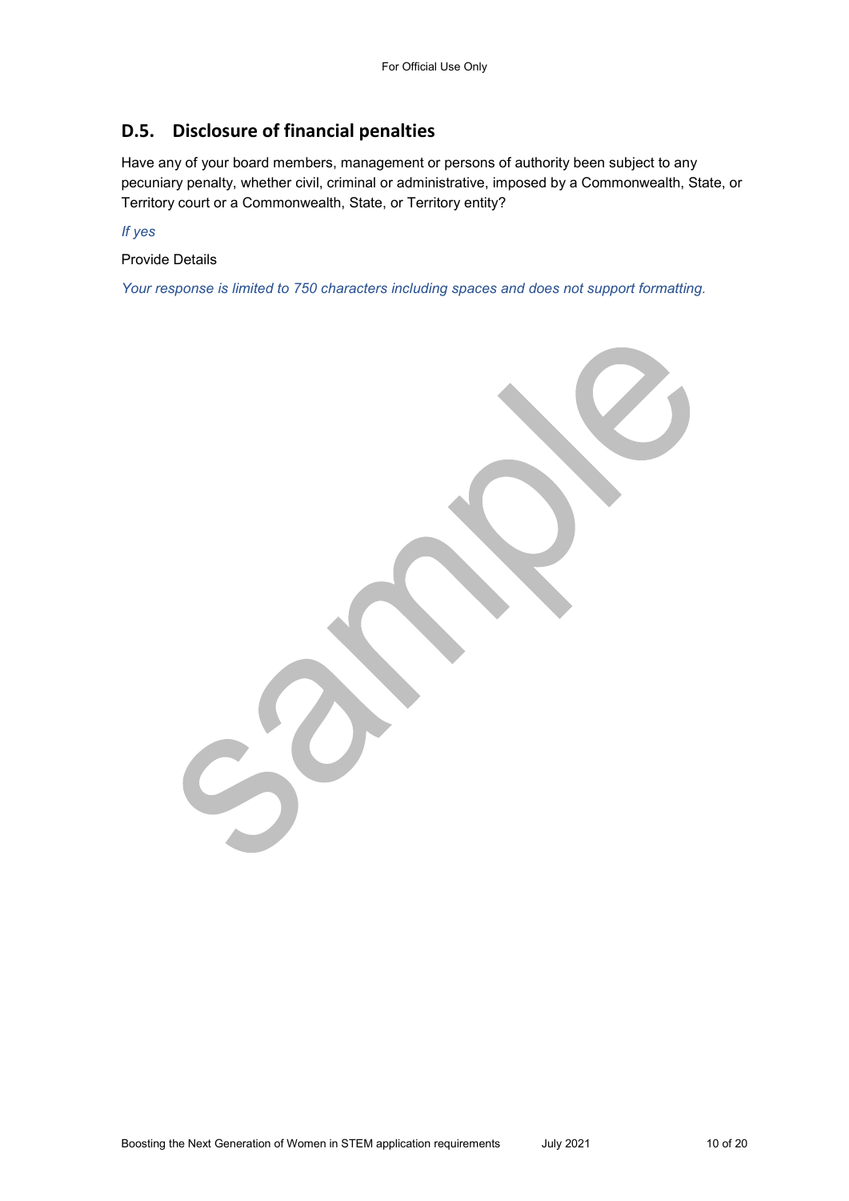## D.5. Disclosure of financial penalties

Have any of your board members, management or persons of authority been subject to any pecuniary penalty, whether civil, criminal or administrative, imposed by a Commonwealth, State, or Territory court or a Commonwealth, State, or Territory entity?

*If yes*

Provide Details

*Your response is limited to 750 characters including spaces and does not support formatting.*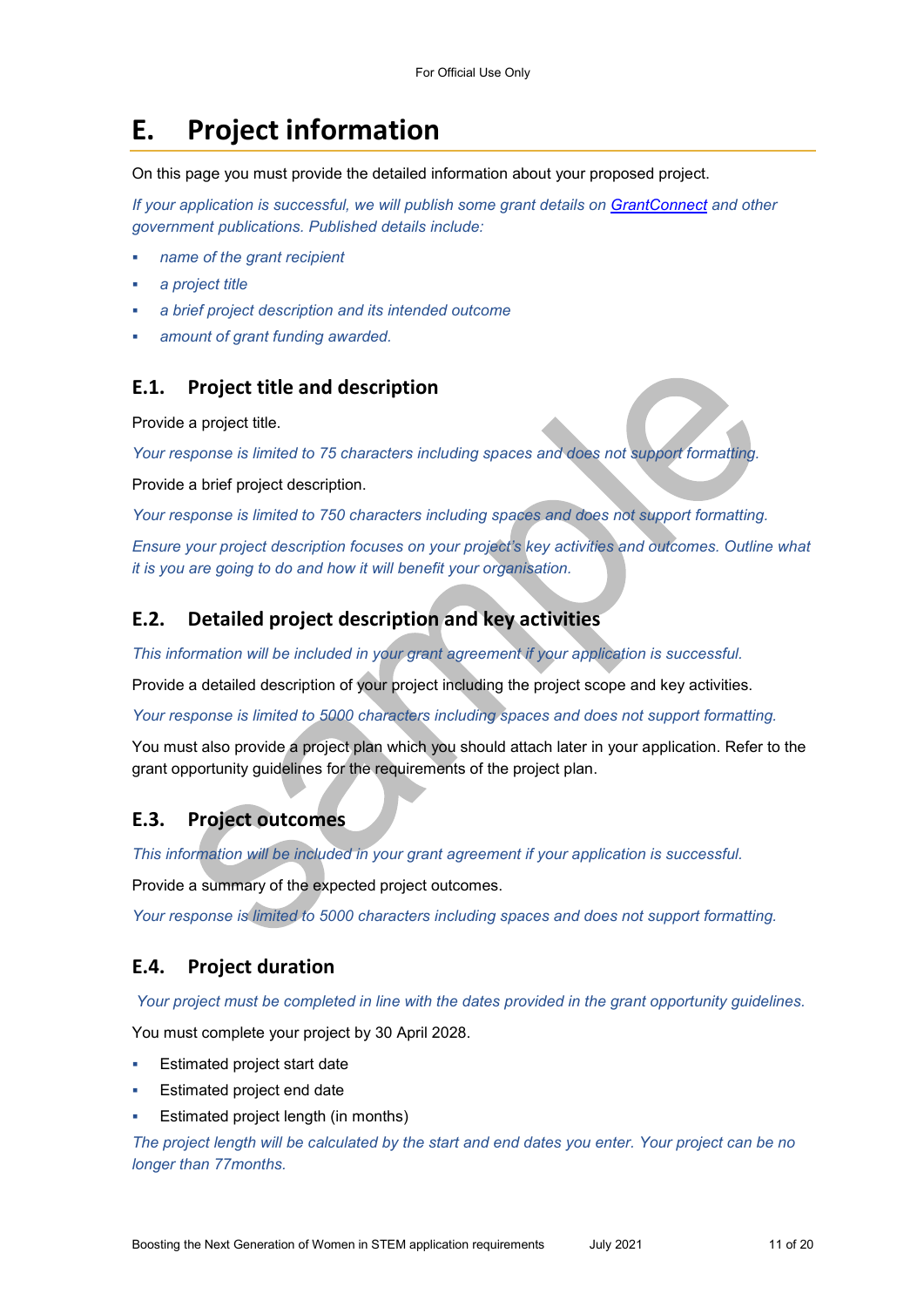# E. Project information

On this page you must provide the detailed information about your proposed project.

*If your application is successful, we will publish some grant details on [GrantConnect](GrantConnect) and other government publications. Published details include:*

- *name of the grant recipient*
- *a project title*
- *a brief project description and its intended outcome*
- *amount of grant funding awarded.*

## E.1. Project title and description

Provide a project title.

*Your response is limited to 75 characters including spaces and does not support formatting.*

Provide a brief project description.

*Your response is limited to 750 characters including spaces and does not support formatting.*

*Ensure your project description focuses on your project's key activities and outcomes. Outline what it is you are going to do and how it will benefit your organisation.*

## E.2. Detailed project description and key activities

*This information will be included in your grant agreement if your application is successful.*

Provide a detailed description of your project including the project scope and key activities.

*Your response is limited to 5000 characters including spaces and does not support formatting.*

You must also provide a project plan which you should attach later in your application. Refer to the grant opportunity guidelines for the requirements of the project plan.

## E.3. Project outcomes

*This information will be included in your grant agreement if your application is successful.*

Provide a summary of the expected project outcomes.

*Your response is limited to 5000 characters including spaces and does not support formatting.*

## E.4. Project duration

*Your project must be completed in line with the dates provided in the grant opportunity guidelines.*

You must complete your project by 30 April 2028.

- Estimated project start date
- Estimated project end date
- Estimated project length (in months)

*The project length will be calculated by the start and end dates you enter. Your project can be no longer than 77months.*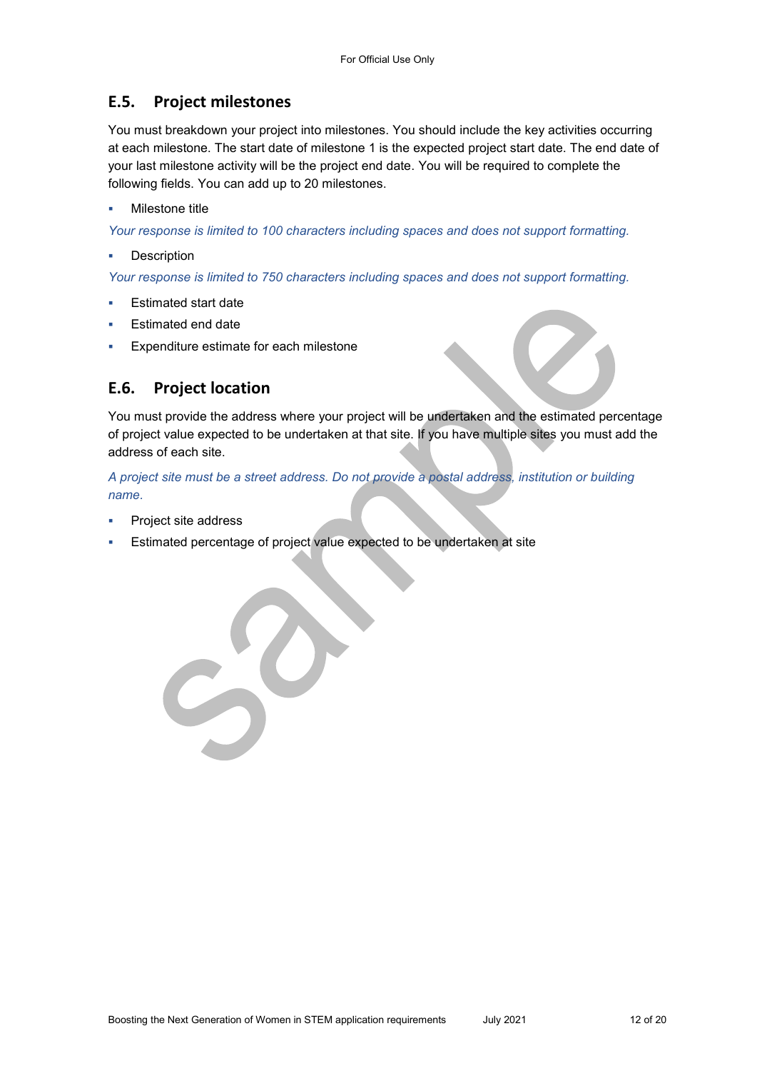## E.5. Project milestones

You must breakdown your project into milestones. You should include the key activities occurring at each milestone. The start date of milestone 1 is the expected project start date. The end date of your last milestone activity will be the project end date. You will be required to complete the following fields. You can add up to 20 milestones.

- Milestone title

*Your response is limited to 100 characters including spaces and does not support formatting.*

- Description

*Your response is limited to 750 characters including spaces and does not support formatting.*

- Estimated start date
- Estimated end date
- Expenditure estimate for each milestone

## E.6. Project location

You must provide the address where your project will be undertaken and the estimated percentage of project value expected to be undertaken at that site. If you have multiple sites you must add the address of each site.

*A project site must be a street address. Do not provide a postal address, institution or building name.*

- Project site address
- Estimated percentage of project value expected to be undertaken at site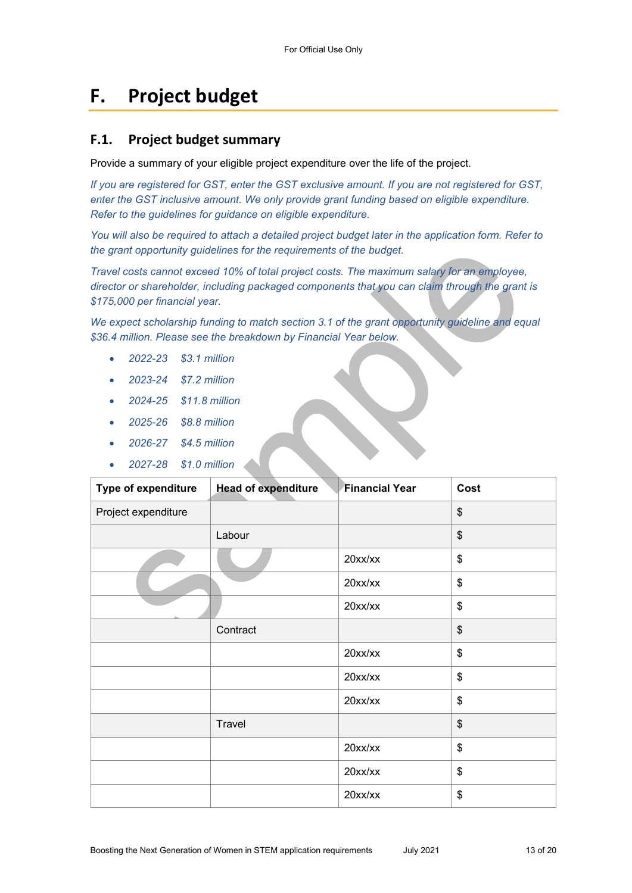# F. Project budget

## F.1. Project budget summary

Provide a summary of your eligible project expenditure over the life of the project.

*If you are registered for GST, enter the GST exclusive amount. If you are not registered for GST, enter the GST inclusive amount. We only provide grant funding based on eligible expenditure. Refer to the guidelines for guidance on eligible expenditure.*

*You will also be required to attach a detailed project budget later in the application form. Refer to the grant opportunity guidelines for the requirements of the budget.*

*Travel costs cannot exceed 10% of total project costs. The maximum salary for an employee, director or shareholder, including packaged components that you can claim through the grant is $175,000 per financial year.*

*We expect scholarship funding to match section 3.1 of the grant opportunity guideline and equal $36.4 million. Please see the breakdown by Financial Year below.*

- *2022-23 $3.1 million*
- *2023-24 $7.2 million*
- *2024-25 $11.8 million*
- *2025-26 $8.8 million*
- *2026-27 $4.5 million*
- *2027-28 $1.0 million*

| Type of expenditure | Head of expenditure | Financial Year | Cost |
|---|---|---|---|
| Project expenditure | | | $ |
| | Labour | | $ |
| | | 20xx/xx | $ |
| | | 20xx/xx | $ |
| | | 20xx/xx | $ |
| | Contract | | $ |
| | | 20xx/xx | $ |
| | | 20xx/xx | $ |
| | | 20xx/xx | $ |
| | Travel | | $ |
| | | 20xx/xx | $ |
| | | 20xx/xx | $ |
| | | 20xx/xx | $ |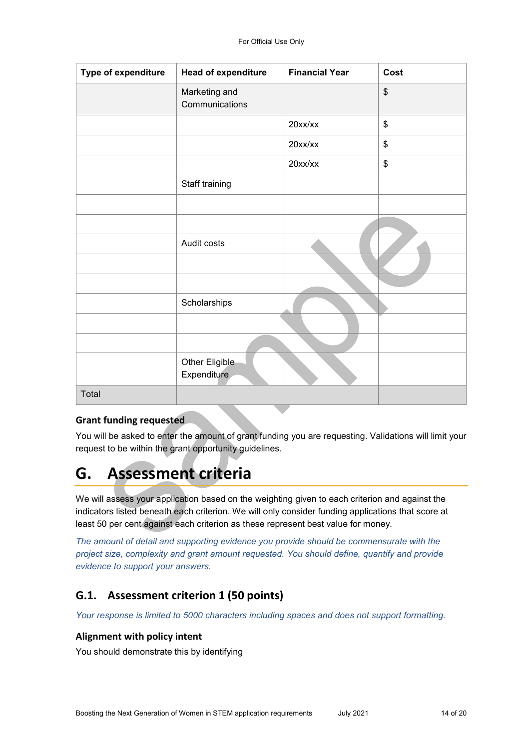| Type of expenditure | Head of expenditure | Financial Year | Cost |
|---|---|---|---|
| | Marketing and Communications | | $ |
| | | 20xx/xx | $ |
| | | 20xx/xx | $ |
| | | 20xx/xx | $ |
| | Staff training | | |
| | | | |
| | | | |
| | Audit costs | | |
| | | | |
| | | | |
| | Scholarships | | |
| | | | |
| | | | |
| | Other Eligible Expenditure | | |
| Total | | | |

#### Grant funding requested

You will be asked to enter the amount of grant funding you are requesting. Validations will limit your request to be within the grant opportunity guidelines.

# G. Assessment criteria

We will assess your application based on the weighting given to each criterion and against the indicators listed beneath each criterion. We will only consider funding applications that score at least 50 per cent against each criterion as these represent best value for money.

*The amount of detail and supporting evidence you provide should be commensurate with the project size, complexity and grant amount requested. You should define, quantify and provide evidence to support your answers.*

## G.1. Assessment criterion 1 (50 points)

*Your response is limited to 5000 characters including spaces and does not support formatting.*

#### Alignment with policy intent

You should demonstrate this by identifying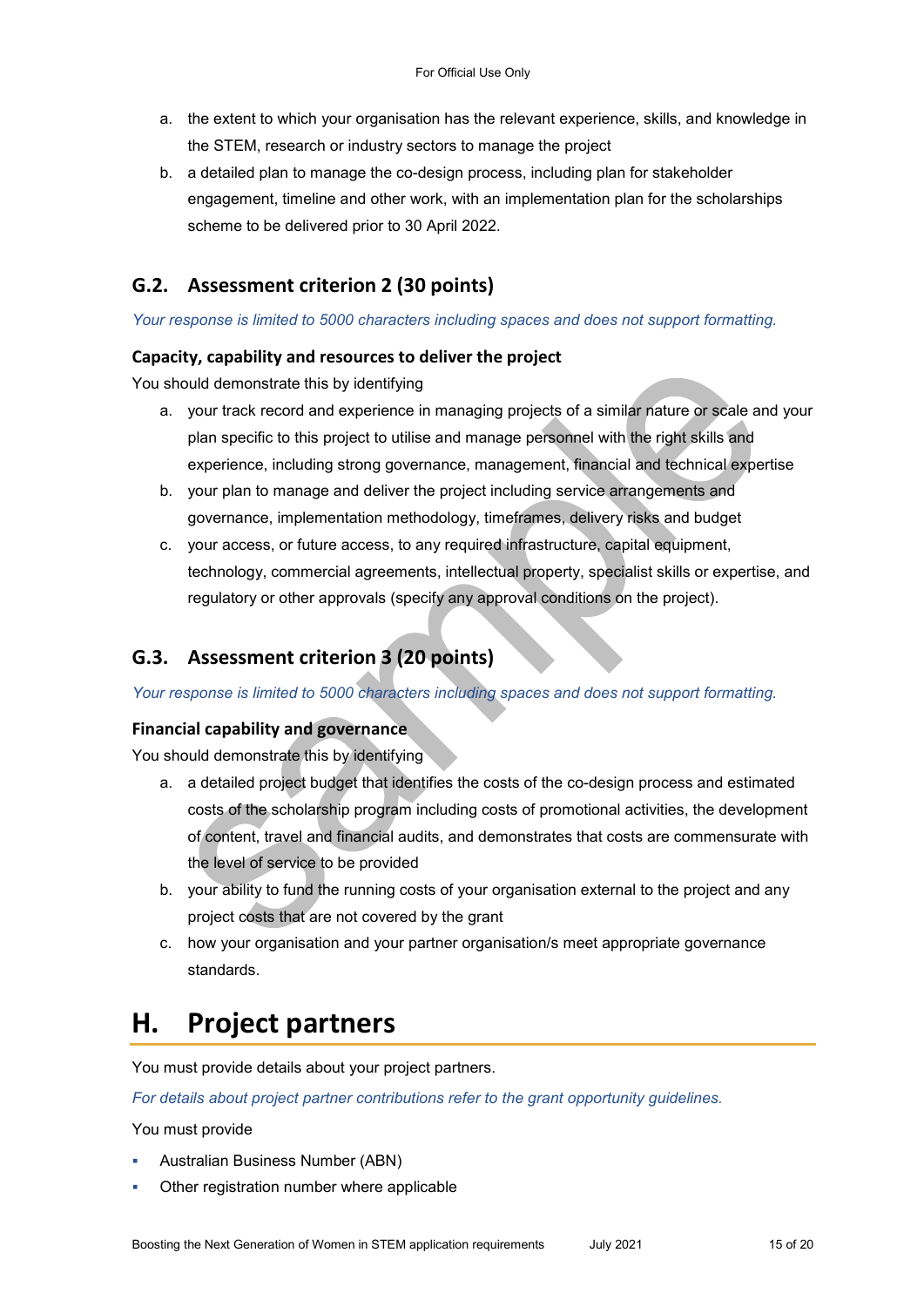a. the extent to which your organisation has the relevant experience, skills, and knowledge in the STEM, research or industry sectors to manage the project
b. a detailed plan to manage the co-design process, including plan for stakeholder engagement, timeline and other work, with an implementation plan for the scholarships scheme to be delivered prior to 30 April 2022.

## G.2. Assessment criterion 2 (30 points)

*Your response is limited to 5000 characters including spaces and does not support formatting.*

**Capacity, capability and resources to deliver the project**

You should demonstrate this by identifying

a. your track record and experience in managing projects of a similar nature or scale and your plan specific to this project to utilise and manage personnel with the right skills and experience, including strong governance, management, financial and technical expertise
b. your plan to manage and deliver the project including service arrangements and governance, implementation methodology, timeframes, delivery risks and budget
c. your access, or future access, to any required infrastructure, capital equipment, technology, commercial agreements, intellectual property, specialist skills or expertise, and regulatory or other approvals (specify any approval conditions on the project).

## G.3. Assessment criterion 3 (20 points)

*Your response is limited to 5000 characters including spaces and does not support formatting.*

**Financial capability and governance**

You should demonstrate this by identifying

a. a detailed project budget that identifies the costs of the co-design process and estimated costs of the scholarship program including costs of promotional activities, the development of content, travel and financial audits, and demonstrates that costs are commensurate with the level of service to be provided
b. your ability to fund the running costs of your organisation external to the project and any project costs that are not covered by the grant
c. how your organisation and your partner organisation/s meet appropriate governance standards.

# H. Project partners

You must provide details about your project partners.

*For details about project partner contributions refer to the grant opportunity guidelines.*

You must provide

- Australian Business Number (ABN)
- Other registration number where applicable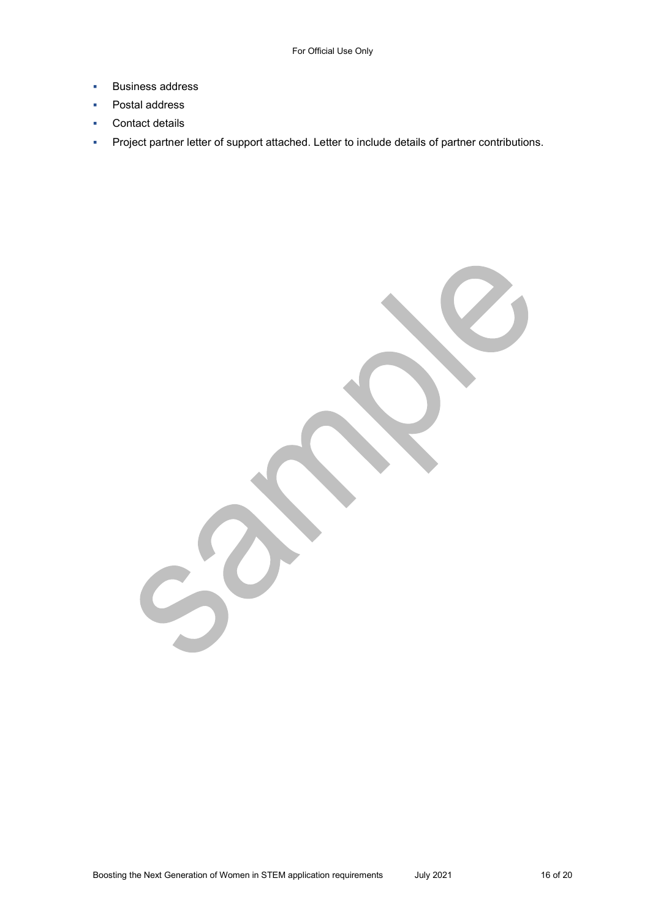- Business address
- Postal address
- Contact details
- Project partner letter of support attached. Letter to include details of partner contributions.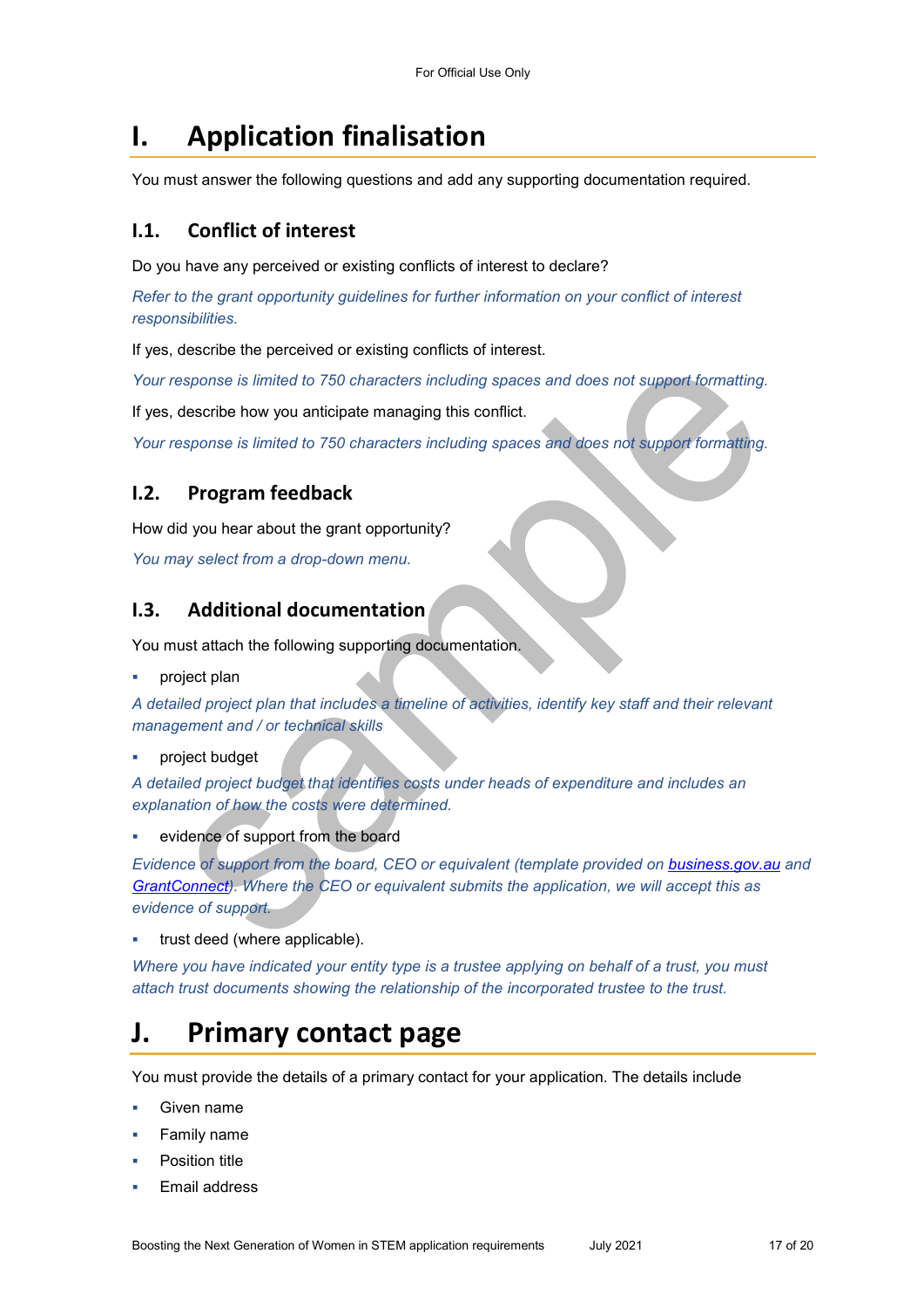# I. Application finalisation

You must answer the following questions and add any supporting documentation required.

## I.1. Conflict of interest

Do you have any perceived or existing conflicts of interest to declare?

*Refer to the grant opportunity guidelines for further information on your conflict of interest responsibilities.*

If yes, describe the perceived or existing conflicts of interest.

*Your response is limited to 750 characters including spaces and does not support formatting.*

If yes, describe how you anticipate managing this conflict.

*Your response is limited to 750 characters including spaces and does not support formatting.*

## I.2. Program feedback

How did you hear about the grant opportunity?

*You may select from a drop-down menu.*

## I.3. Additional documentation

You must attach the following supporting documentation.

- project plan

*A detailed project plan that includes a timeline of activities, identify key staff and their relevant management and / or technical skills*

- project budget

*A detailed project budget that identifies costs under heads of expenditure and includes an explanation of how the costs were determined.*

- evidence of support from the board

*Evidence of support from the board, CEO or equivalent (template provided on [business.gov.au](business.gov.au) and [GrantConnect](GrantConnect)). Where the CEO or equivalent submits the application, we will accept this as evidence of support.*

- trust deed (where applicable).

*Where you have indicated your entity type is a trustee applying on behalf of a trust, you must attach trust documents showing the relationship of the incorporated trustee to the trust.*

# J. Primary contact page

You must provide the details of a primary contact for your application. The details include

- Given name
- Family name
- Position title
- Email address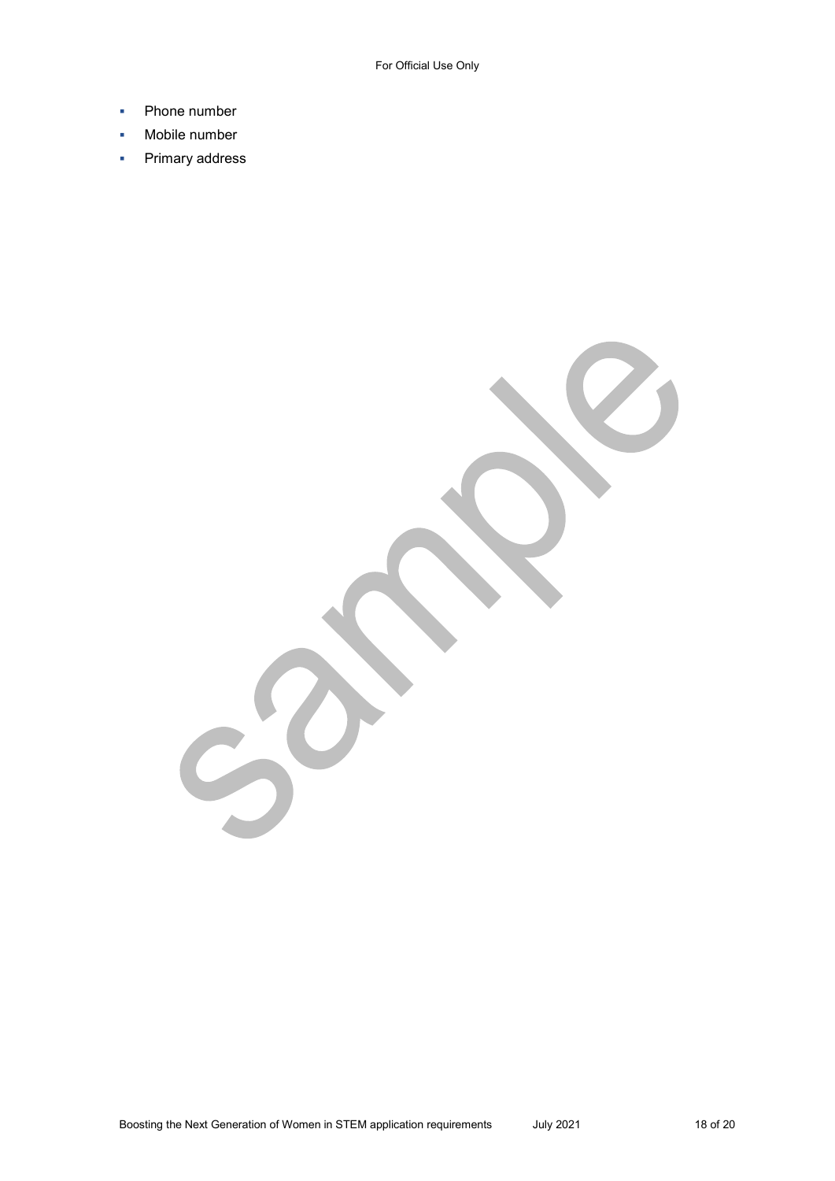- Phone number
- Mobile number
- Primary address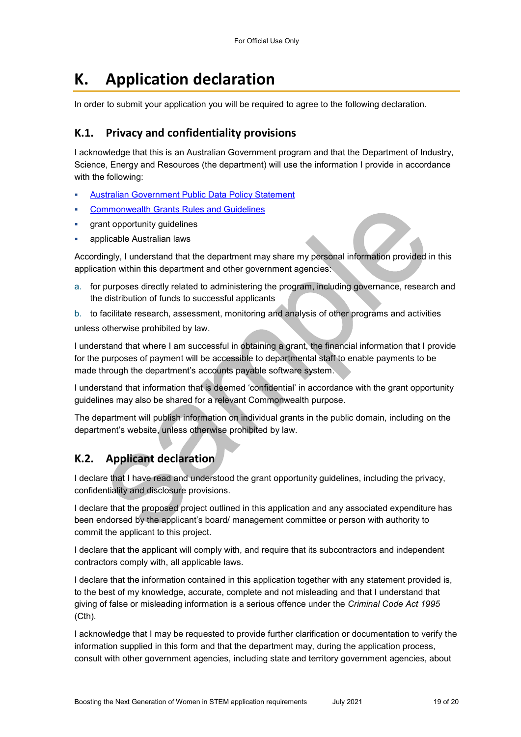# K. Application declaration

In order to submit your application you will be required to agree to the following declaration.

## K.1. Privacy and confidentiality provisions

I acknowledge that this is an Australian Government program and that the Department of Industry, Science, Energy and Resources (the department) will use the information I provide in accordance with the following:

- Australian Government Public Data Policy Statement
- Commonwealth Grants Rules and Guidelines
- grant opportunity guidelines
- applicable Australian laws

Accordingly, I understand that the department may share my personal information provided in this application within this department and other government agencies:

a. for purposes directly related to administering the program, including governance, research and the distribution of funds to successful applicants

b. to facilitate research, assessment, monitoring and analysis of other programs and activities

unless otherwise prohibited by law.

I understand that where I am successful in obtaining a grant, the financial information that I provide for the purposes of payment will be accessible to departmental staff to enable payments to be made through the department's accounts payable software system.

I understand that information that is deemed 'confidential' in accordance with the grant opportunity guidelines may also be shared for a relevant Commonwealth purpose.

The department will publish information on individual grants in the public domain, including on the department's website, unless otherwise prohibited by law.

## K.2. Applicant declaration

I declare that I have read and understood the grant opportunity guidelines, including the privacy, confidentiality and disclosure provisions.

I declare that the proposed project outlined in this application and any associated expenditure has been endorsed by the applicant's board/ management committee or person with authority to commit the applicant to this project.

I declare that the applicant will comply with, and require that its subcontractors and independent contractors comply with, all applicable laws.

I declare that the information contained in this application together with any statement provided is, to the best of my knowledge, accurate, complete and not misleading and that I understand that giving of false or misleading information is a serious offence under the *Criminal Code Act 1995* (Cth).

I acknowledge that I may be requested to provide further clarification or documentation to verify the information supplied in this form and that the department may, during the application process, consult with other government agencies, including state and territory government agencies, about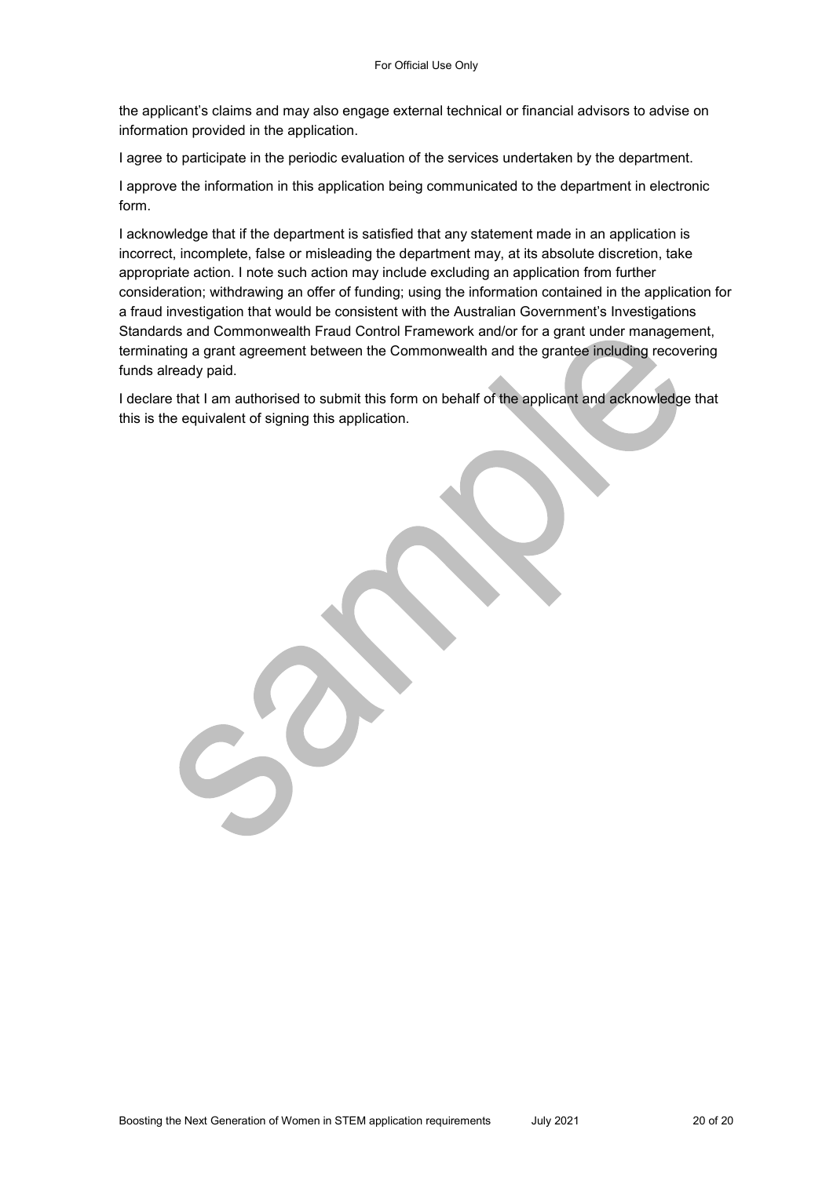the applicant's claims and may also engage external technical or financial advisors to advise on information provided in the application.

I agree to participate in the periodic evaluation of the services undertaken by the department.

I approve the information in this application being communicated to the department in electronic form.

I acknowledge that if the department is satisfied that any statement made in an application is incorrect, incomplete, false or misleading the department may, at its absolute discretion, take appropriate action. I note such action may include excluding an application from further consideration; withdrawing an offer of funding; using the information contained in the application for a fraud investigation that would be consistent with the Australian Government's Investigations Standards and Commonwealth Fraud Control Framework and/or for a grant under management, terminating a grant agreement between the Commonwealth and the grantee including recovering funds already paid.

I declare that I am authorised to submit this form on behalf of the applicant and acknowledge that this is the equivalent of signing this application.